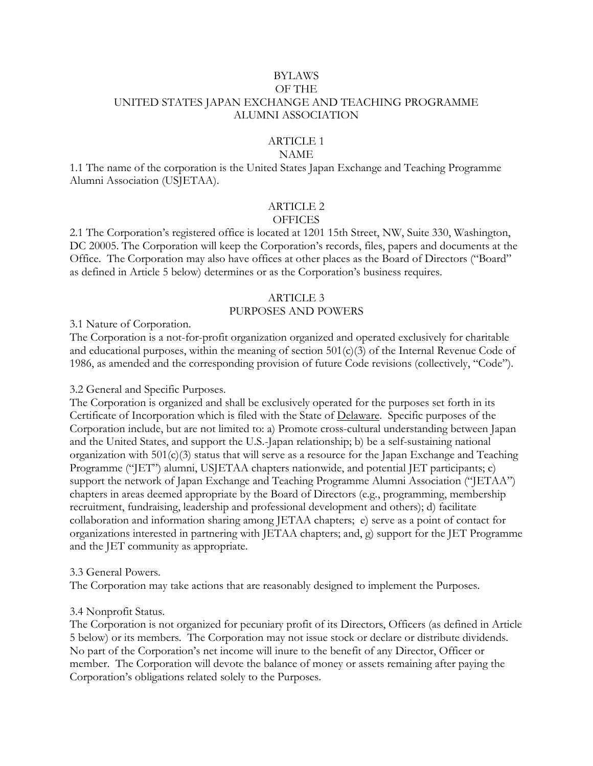# BYLAWS
# OF THE
# UNITED STATES JAPAN EXCHANGE AND TEACHING PROGRAMME ALUMNI ASSOCIATION

## ARTICLE 1
## NAME

1.1 The name of the corporation is the United States Japan Exchange and Teaching Programme Alumni Association (USJETAA).

## ARTICLE 2
## OFFICES

2.1 The Corporation's registered office is located at 1201 15th Street, NW, Suite 330, Washington, DC 20005. The Corporation will keep the Corporation's records, files, papers and documents at the Office. The Corporation may also have offices at other places as the Board of Directors ("Board" as defined in Article 5 below) determines or as the Corporation's business requires.

## ARTICLE 3
## PURPOSES AND POWERS

3.1 Nature of Corporation.
The Corporation is a not-for-profit organization organized and operated exclusively for charitable and educational purposes, within the meaning of section 501(c)(3) of the Internal Revenue Code of 1986, as amended and the corresponding provision of future Code revisions (collectively, "Code").

3.2 General and Specific Purposes.
The Corporation is organized and shall be exclusively operated for the purposes set forth in its Certificate of Incorporation which is filed with the State of <u>Delaware</u>. Specific purposes of the Corporation include, but are not limited to: a) Promote cross-cultural understanding between Japan and the United States, and support the U.S.-Japan relationship; b) be a self-sustaining national organization with 501(c)(3) status that will serve as a resource for the Japan Exchange and Teaching Programme ("JET") alumni, USJETAA chapters nationwide, and potential JET participants; c) support the network of Japan Exchange and Teaching Programme Alumni Association ("JETAA") chapters in areas deemed appropriate by the Board of Directors (e.g., programming, membership recruitment, fundraising, leadership and professional development and others); d) facilitate collaboration and information sharing among JETAA chapters; e) serve as a point of contact for organizations interested in partnering with JETAA chapters; and, g) support for the JET Programme and the JET community as appropriate.

3.3 General Powers.
The Corporation may take actions that are reasonably designed to implement the Purposes.

3.4 Nonprofit Status.
The Corporation is not organized for pecuniary profit of its Directors, Officers (as defined in Article 5 below) or its members. The Corporation may not issue stock or declare or distribute dividends. No part of the Corporation's net income will inure to the benefit of any Director, Officer or member. The Corporation will devote the balance of money or assets remaining after paying the Corporation's obligations related solely to the Purposes.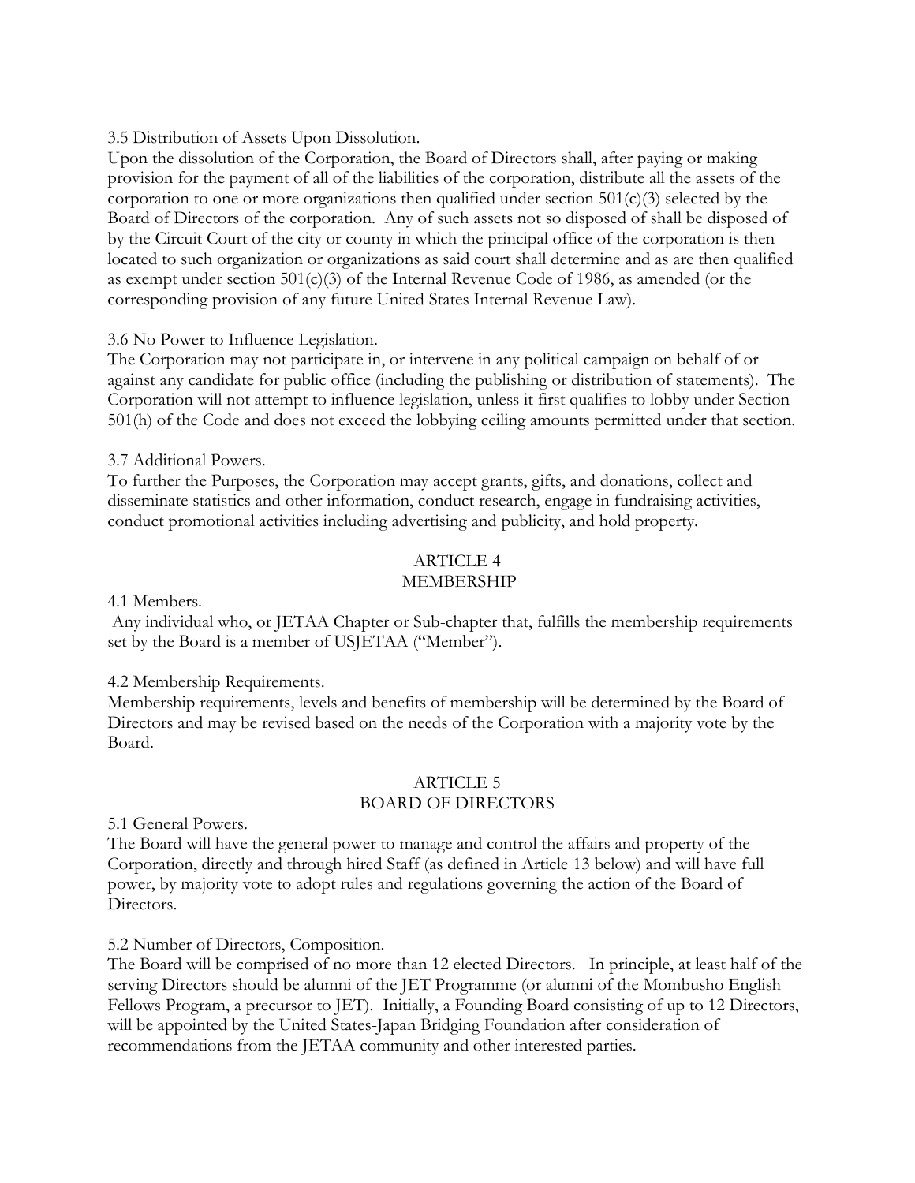3.5 Distribution of Assets Upon Dissolution.
Upon the dissolution of the Corporation, the Board of Directors shall, after paying or making provision for the payment of all of the liabilities of the corporation, distribute all the assets of the corporation to one or more organizations then qualified under section 501(c)(3) selected by the Board of Directors of the corporation. Any of such assets not so disposed of shall be disposed of by the Circuit Court of the city or county in which the principal office of the corporation is then located to such organization or organizations as said court shall determine and as are then qualified as exempt under section 501(c)(3) of the Internal Revenue Code of 1986, as amended (or the corresponding provision of any future United States Internal Revenue Law).

3.6 No Power to Influence Legislation.
The Corporation may not participate in, or intervene in any political campaign on behalf of or against any candidate for public office (including the publishing or distribution of statements). The Corporation will not attempt to influence legislation, unless it first qualifies to lobby under Section 501(h) of the Code and does not exceed the lobbying ceiling amounts permitted under that section.

3.7 Additional Powers.
To further the Purposes, the Corporation may accept grants, gifts, and donations, collect and disseminate statistics and other information, conduct research, engage in fundraising activities, conduct promotional activities including advertising and publicity, and hold property.

## ARTICLE 4
## MEMBERSHIP

4.1 Members.
Any individual who, or JETAA Chapter or Sub-chapter that, fulfills the membership requirements set by the Board is a member of USJETAA ("Member").

4.2 Membership Requirements.
Membership requirements, levels and benefits of membership will be determined by the Board of Directors and may be revised based on the needs of the Corporation with a majority vote by the Board.

## ARTICLE 5
## BOARD OF DIRECTORS

5.1 General Powers.
The Board will have the general power to manage and control the affairs and property of the Corporation, directly and through hired Staff (as defined in Article 13 below) and will have full power, by majority vote to adopt rules and regulations governing the action of the Board of Directors.

5.2 Number of Directors, Composition.
The Board will be comprised of no more than 12 elected Directors. In principle, at least half of the serving Directors should be alumni of the JET Programme (or alumni of the Mombusho English Fellows Program, a precursor to JET). Initially, a Founding Board consisting of up to 12 Directors, will be appointed by the United States-Japan Bridging Foundation after consideration of recommendations from the JETAA community and other interested parties.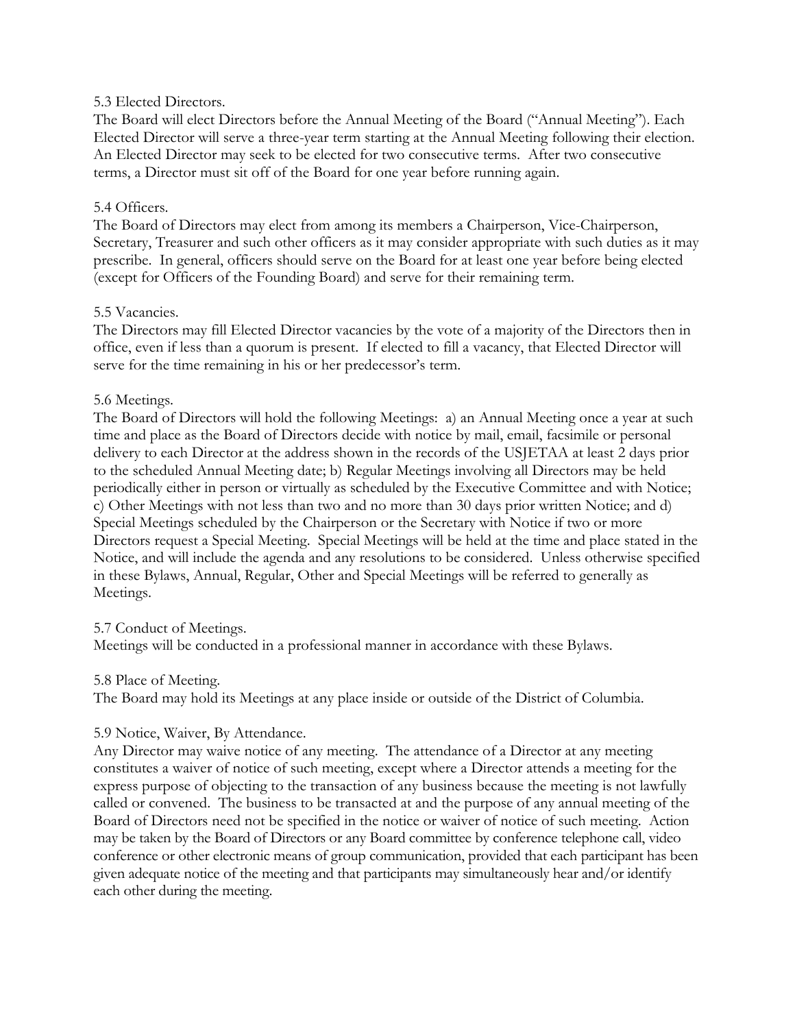### 5.3 Elected Directors.

The Board will elect Directors before the Annual Meeting of the Board ("Annual Meeting"). Each Elected Director will serve a three-year term starting at the Annual Meeting following their election. An Elected Director may seek to be elected for two consecutive terms. After two consecutive terms, a Director must sit off of the Board for one year before running again.

### 5.4 Officers.

The Board of Directors may elect from among its members a Chairperson, Vice-Chairperson, Secretary, Treasurer and such other officers as it may consider appropriate with such duties as it may prescribe. In general, officers should serve on the Board for at least one year before being elected (except for Officers of the Founding Board) and serve for their remaining term.

### 5.5 Vacancies.

The Directors may fill Elected Director vacancies by the vote of a majority of the Directors then in office, even if less than a quorum is present. If elected to fill a vacancy, that Elected Director will serve for the time remaining in his or her predecessor's term.

### 5.6 Meetings.

The Board of Directors will hold the following Meetings: a) an Annual Meeting once a year at such time and place as the Board of Directors decide with notice by mail, email, facsimile or personal delivery to each Director at the address shown in the records of the USJETAA at least 2 days prior to the scheduled Annual Meeting date; b) Regular Meetings involving all Directors may be held periodically either in person or virtually as scheduled by the Executive Committee and with Notice; c) Other Meetings with not less than two and no more than 30 days prior written Notice; and d) Special Meetings scheduled by the Chairperson or the Secretary with Notice if two or more Directors request a Special Meeting. Special Meetings will be held at the time and place stated in the Notice, and will include the agenda and any resolutions to be considered. Unless otherwise specified in these Bylaws, Annual, Regular, Other and Special Meetings will be referred to generally as Meetings.

### 5.7 Conduct of Meetings.

Meetings will be conducted in a professional manner in accordance with these Bylaws.

### 5.8 Place of Meeting.

The Board may hold its Meetings at any place inside or outside of the District of Columbia.

### 5.9 Notice, Waiver, By Attendance.

Any Director may waive notice of any meeting. The attendance of a Director at any meeting constitutes a waiver of notice of such meeting, except where a Director attends a meeting for the express purpose of objecting to the transaction of any business because the meeting is not lawfully called or convened. The business to be transacted at and the purpose of any annual meeting of the Board of Directors need not be specified in the notice or waiver of notice of such meeting. Action may be taken by the Board of Directors or any Board committee by conference telephone call, video conference or other electronic means of group communication, provided that each participant has been given adequate notice of the meeting and that participants may simultaneously hear and/or identify each other during the meeting.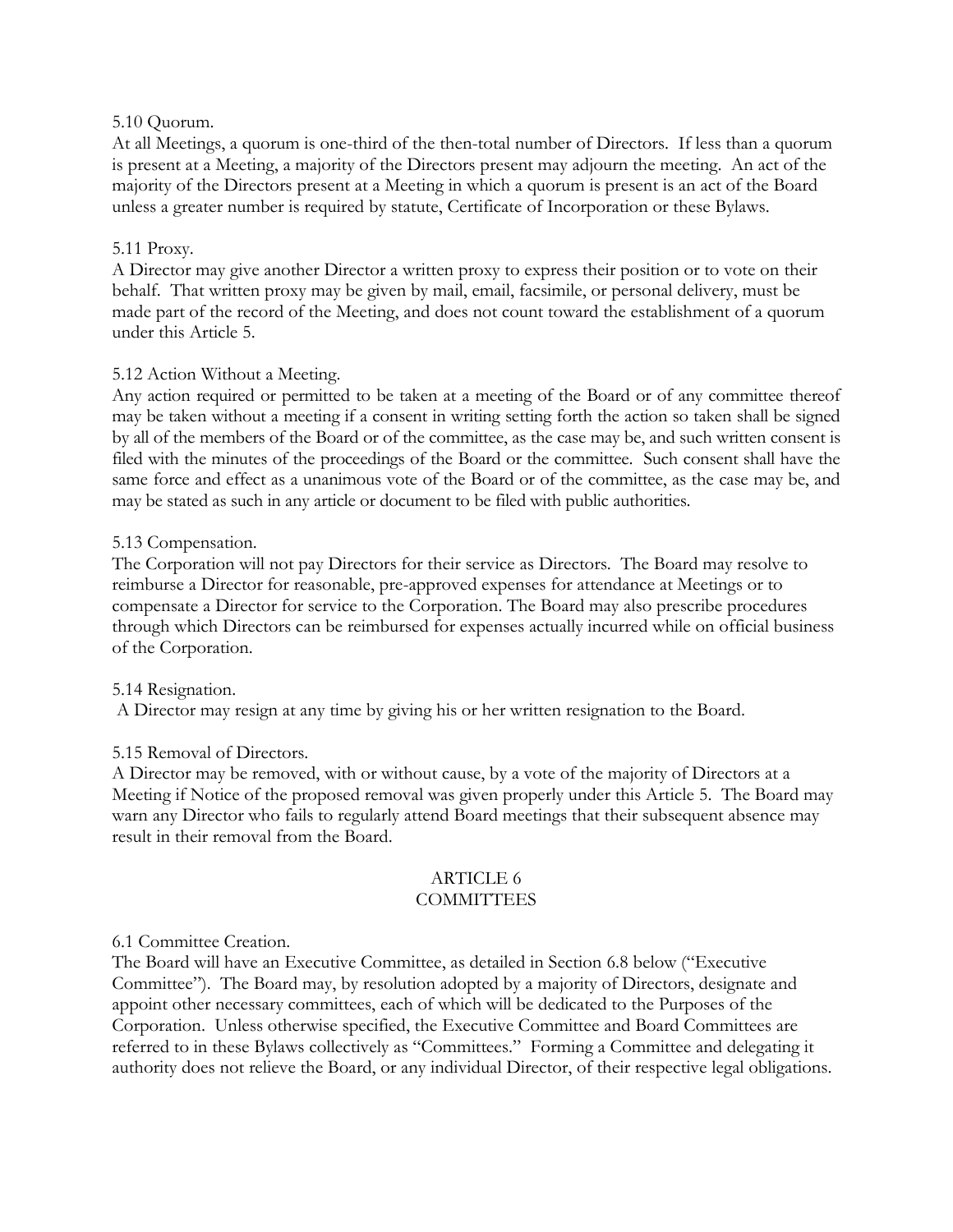5.10 Quorum.

At all Meetings, a quorum is one-third of the then-total number of Directors. If less than a quorum is present at a Meeting, a majority of the Directors present may adjourn the meeting. An act of the majority of the Directors present at a Meeting in which a quorum is present is an act of the Board unless a greater number is required by statute, Certificate of Incorporation or these Bylaws.

5.11 Proxy.

A Director may give another Director a written proxy to express their position or to vote on their behalf. That written proxy may be given by mail, email, facsimile, or personal delivery, must be made part of the record of the Meeting, and does not count toward the establishment of a quorum under this Article 5.

5.12 Action Without a Meeting.

Any action required or permitted to be taken at a meeting of the Board or of any committee thereof may be taken without a meeting if a consent in writing setting forth the action so taken shall be signed by all of the members of the Board or of the committee, as the case may be, and such written consent is filed with the minutes of the proceedings of the Board or the committee. Such consent shall have the same force and effect as a unanimous vote of the Board or of the committee, as the case may be, and may be stated as such in any article or document to be filed with public authorities.

5.13 Compensation.

The Corporation will not pay Directors for their service as Directors. The Board may resolve to reimburse a Director for reasonable, pre-approved expenses for attendance at Meetings or to compensate a Director for service to the Corporation. The Board may also prescribe procedures through which Directors can be reimbursed for expenses actually incurred while on official business of the Corporation.

5.14 Resignation.

A Director may resign at any time by giving his or her written resignation to the Board.

5.15 Removal of Directors.

A Director may be removed, with or without cause, by a vote of the majority of Directors at a Meeting if Notice of the proposed removal was given properly under this Article 5. The Board may warn any Director who fails to regularly attend Board meetings that their subsequent absence may result in their removal from the Board.

## ARTICLE 6
## COMMITTEES

6.1 Committee Creation.

The Board will have an Executive Committee, as detailed in Section 6.8 below ("Executive Committee"). The Board may, by resolution adopted by a majority of Directors, designate and appoint other necessary committees, each of which will be dedicated to the Purposes of the Corporation. Unless otherwise specified, the Executive Committee and Board Committees are referred to in these Bylaws collectively as "Committees." Forming a Committee and delegating it authority does not relieve the Board, or any individual Director, of their respective legal obligations.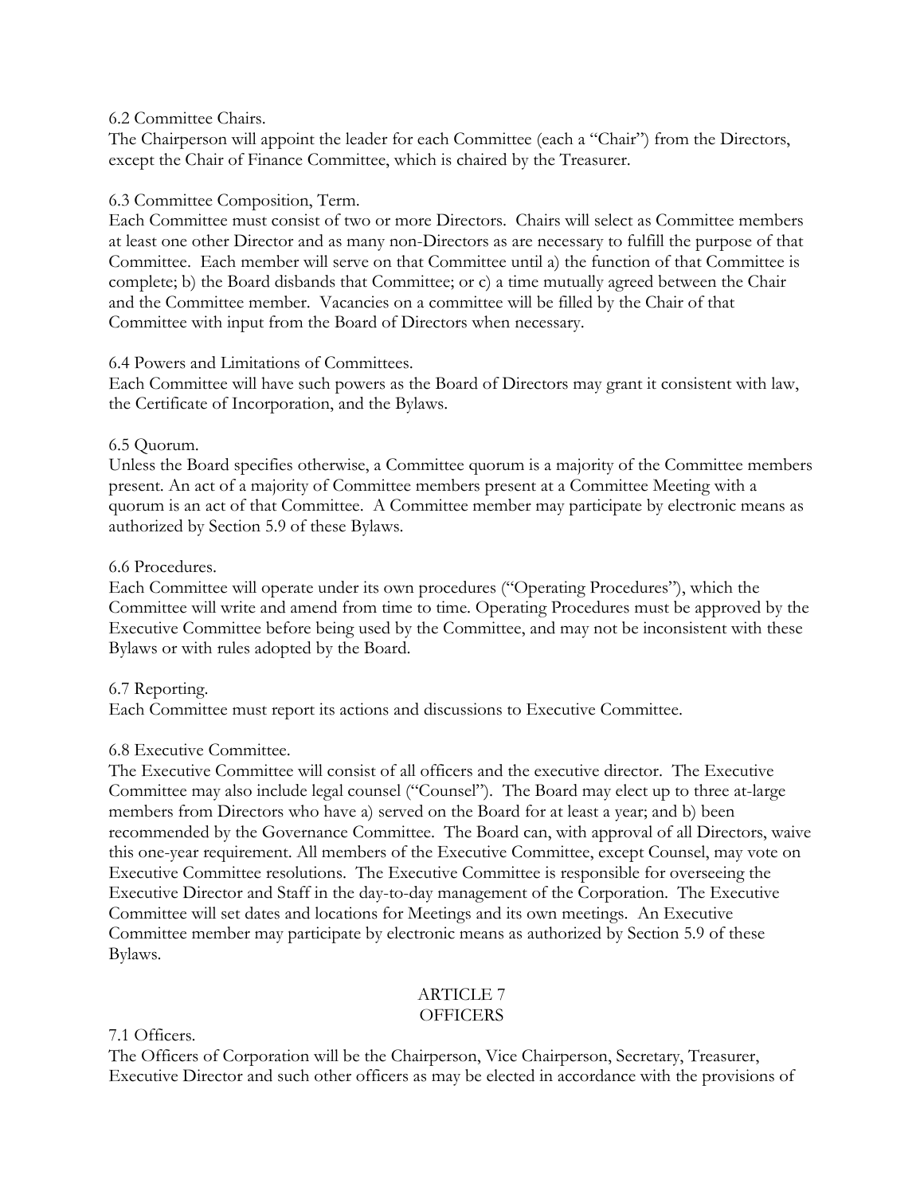6.2 Committee Chairs.

The Chairperson will appoint the leader for each Committee (each a "Chair") from the Directors, except the Chair of Finance Committee, which is chaired by the Treasurer.

6.3 Committee Composition, Term.

Each Committee must consist of two or more Directors. Chairs will select as Committee members at least one other Director and as many non-Directors as are necessary to fulfill the purpose of that Committee. Each member will serve on that Committee until a) the function of that Committee is complete; b) the Board disbands that Committee; or c) a time mutually agreed between the Chair and the Committee member. Vacancies on a committee will be filled by the Chair of that Committee with input from the Board of Directors when necessary.

6.4 Powers and Limitations of Committees.

Each Committee will have such powers as the Board of Directors may grant it consistent with law, the Certificate of Incorporation, and the Bylaws.

6.5 Quorum.

Unless the Board specifies otherwise, a Committee quorum is a majority of the Committee members present. An act of a majority of Committee members present at a Committee Meeting with a quorum is an act of that Committee. A Committee member may participate by electronic means as authorized by Section 5.9 of these Bylaws.

6.6 Procedures.

Each Committee will operate under its own procedures ("Operating Procedures"), which the Committee will write and amend from time to time. Operating Procedures must be approved by the Executive Committee before being used by the Committee, and may not be inconsistent with these Bylaws or with rules adopted by the Board.

6.7 Reporting.

Each Committee must report its actions and discussions to Executive Committee.

6.8 Executive Committee.

The Executive Committee will consist of all officers and the executive director. The Executive Committee may also include legal counsel ("Counsel"). The Board may elect up to three at-large members from Directors who have a) served on the Board for at least a year; and b) been recommended by the Governance Committee. The Board can, with approval of all Directors, waive this one-year requirement. All members of the Executive Committee, except Counsel, may vote on Executive Committee resolutions. The Executive Committee is responsible for overseeing the Executive Director and Staff in the day-to-day management of the Corporation. The Executive Committee will set dates and locations for Meetings and its own meetings. An Executive Committee member may participate by electronic means as authorized by Section 5.9 of these Bylaws.

## ARTICLE 7
## OFFICERS

7.1 Officers.

The Officers of Corporation will be the Chairperson, Vice Chairperson, Secretary, Treasurer, Executive Director and such other officers as may be elected in accordance with the provisions of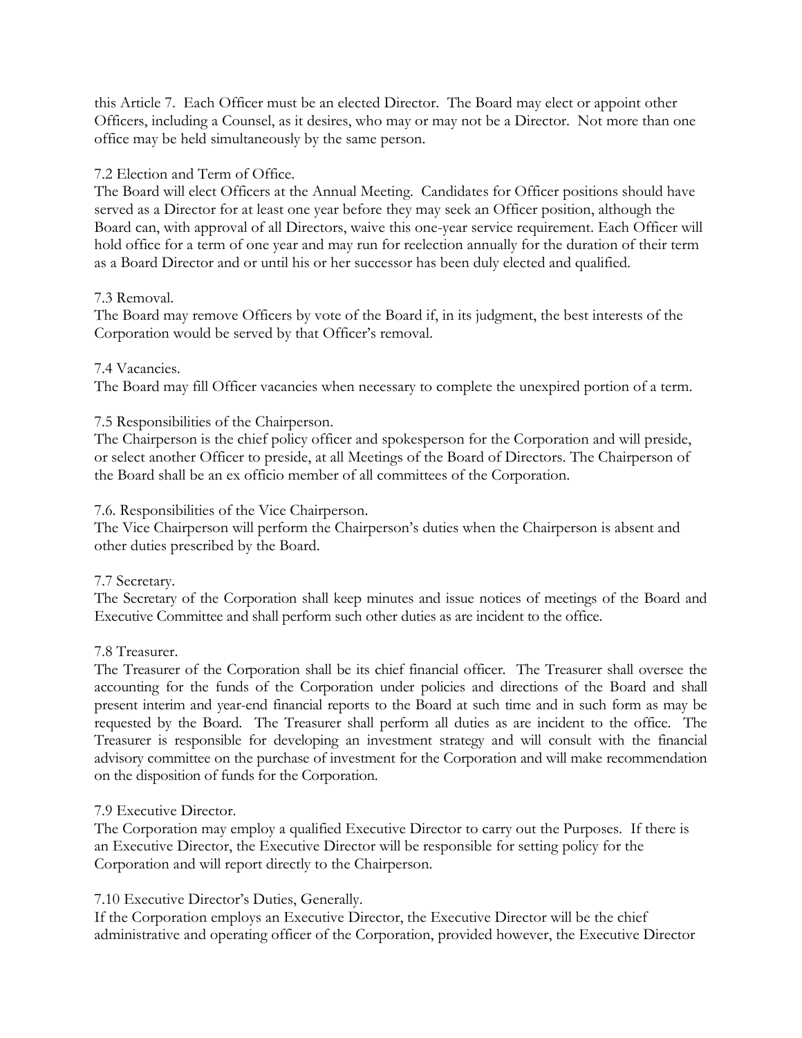this Article 7. Each Officer must be an elected Director. The Board may elect or appoint other Officers, including a Counsel, as it desires, who may or may not be a Director. Not more than one office may be held simultaneously by the same person.

7.2 Election and Term of Office.
The Board will elect Officers at the Annual Meeting. Candidates for Officer positions should have served as a Director for at least one year before they may seek an Officer position, although the Board can, with approval of all Directors, waive this one-year service requirement. Each Officer will hold office for a term of one year and may run for reelection annually for the duration of their term as a Board Director and or until his or her successor has been duly elected and qualified.

7.3 Removal.
The Board may remove Officers by vote of the Board if, in its judgment, the best interests of the Corporation would be served by that Officer's removal.

7.4 Vacancies.
The Board may fill Officer vacancies when necessary to complete the unexpired portion of a term.

7.5 Responsibilities of the Chairperson.
The Chairperson is the chief policy officer and spokesperson for the Corporation and will preside, or select another Officer to preside, at all Meetings of the Board of Directors. The Chairperson of the Board shall be an ex officio member of all committees of the Corporation.

7.6. Responsibilities of the Vice Chairperson.
The Vice Chairperson will perform the Chairperson's duties when the Chairperson is absent and other duties prescribed by the Board.

7.7 Secretary.
The Secretary of the Corporation shall keep minutes and issue notices of meetings of the Board and Executive Committee and shall perform such other duties as are incident to the office.

7.8 Treasurer.
The Treasurer of the Corporation shall be its chief financial officer. The Treasurer shall oversee the accounting for the funds of the Corporation under policies and directions of the Board and shall present interim and year-end financial reports to the Board at such time and in such form as may be requested by the Board. The Treasurer shall perform all duties as are incident to the office. The Treasurer is responsible for developing an investment strategy and will consult with the financial advisory committee on the purchase of investment for the Corporation and will make recommendation on the disposition of funds for the Corporation.

7.9 Executive Director.
The Corporation may employ a qualified Executive Director to carry out the Purposes. If there is an Executive Director, the Executive Director will be responsible for setting policy for the Corporation and will report directly to the Chairperson.

7.10 Executive Director's Duties, Generally.
If the Corporation employs an Executive Director, the Executive Director will be the chief administrative and operating officer of the Corporation, provided however, the Executive Director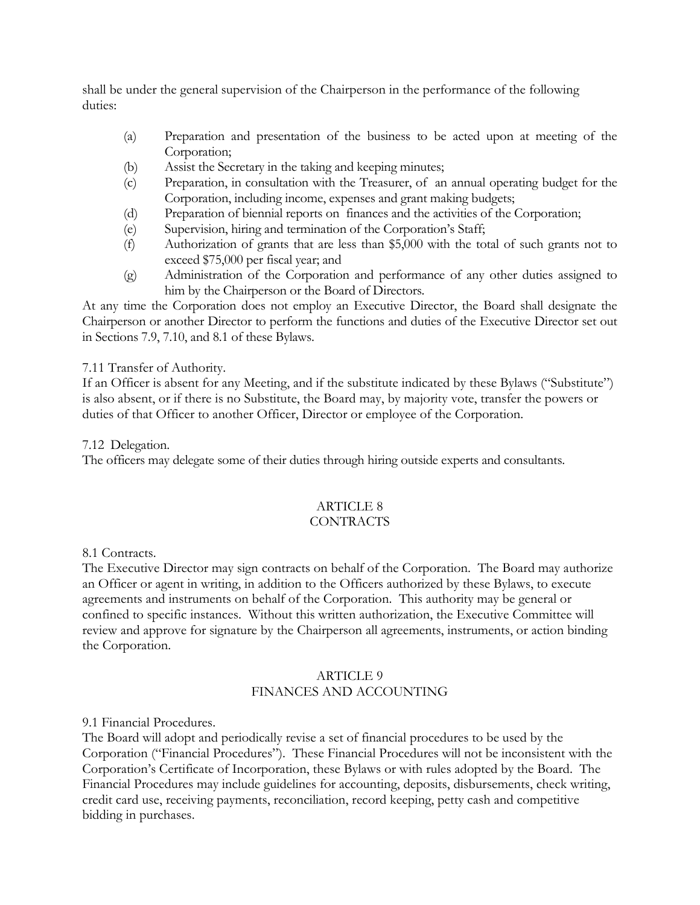shall be under the general supervision of the Chairperson in the performance of the following duties:

(a) Preparation and presentation of the business to be acted upon at meeting of the Corporation;
(b) Assist the Secretary in the taking and keeping minutes;
(c) Preparation, in consultation with the Treasurer, of an annual operating budget for the Corporation, including income, expenses and grant making budgets;
(d) Preparation of biennial reports on finances and the activities of the Corporation;
(e) Supervision, hiring and termination of the Corporation's Staff;
(f) Authorization of grants that are less than $5,000 with the total of such grants not to exceed $75,000 per fiscal year; and
(g) Administration of the Corporation and performance of any other duties assigned to him by the Chairperson or the Board of Directors.

At any time the Corporation does not employ an Executive Director, the Board shall designate the Chairperson or another Director to perform the functions and duties of the Executive Director set out in Sections 7.9, 7.10, and 8.1 of these Bylaws.

7.11 Transfer of Authority.
If an Officer is absent for any Meeting, and if the substitute indicated by these Bylaws ("Substitute") is also absent, or if there is no Substitute, the Board may, by majority vote, transfer the powers or duties of that Officer to another Officer, Director or employee of the Corporation.

7.12 Delegation.
The officers may delegate some of their duties through hiring outside experts and consultants.

## ARTICLE 8
## CONTRACTS

8.1 Contracts.
The Executive Director may sign contracts on behalf of the Corporation. The Board may authorize an Officer or agent in writing, in addition to the Officers authorized by these Bylaws, to execute agreements and instruments on behalf of the Corporation. This authority may be general or confined to specific instances. Without this written authorization, the Executive Committee will review and approve for signature by the Chairperson all agreements, instruments, or action binding the Corporation.

## ARTICLE 9
## FINANCES AND ACCOUNTING

9.1 Financial Procedures.
The Board will adopt and periodically revise a set of financial procedures to be used by the Corporation ("Financial Procedures"). These Financial Procedures will not be inconsistent with the Corporation's Certificate of Incorporation, these Bylaws or with rules adopted by the Board. The Financial Procedures may include guidelines for accounting, deposits, disbursements, check writing, credit card use, receiving payments, reconciliation, record keeping, petty cash and competitive bidding in purchases.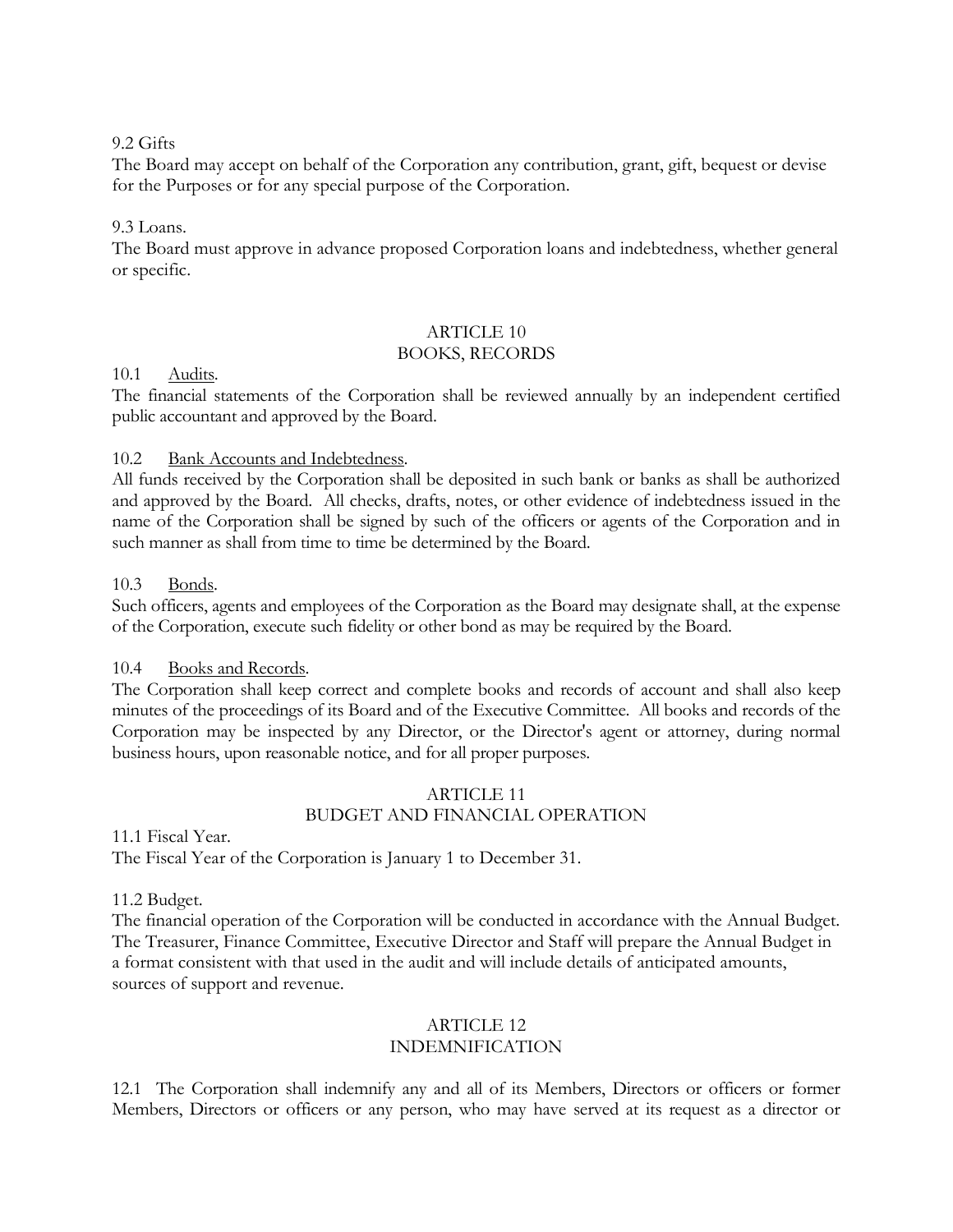9.2 Gifts

The Board may accept on behalf of the Corporation any contribution, grant, gift, bequest or devise for the Purposes or for any special purpose of the Corporation.

9.3 Loans.

The Board must approve in advance proposed Corporation loans and indebtedness, whether general or specific.

## ARTICLE 10
## BOOKS, RECORDS

10.1 Audits.

The financial statements of the Corporation shall be reviewed annually by an independent certified public accountant and approved by the Board.

10.2 Bank Accounts and Indebtedness.

All funds received by the Corporation shall be deposited in such bank or banks as shall be authorized and approved by the Board. All checks, drafts, notes, or other evidence of indebtedness issued in the name of the Corporation shall be signed by such of the officers or agents of the Corporation and in such manner as shall from time to time be determined by the Board.

10.3 Bonds.

Such officers, agents and employees of the Corporation as the Board may designate shall, at the expense of the Corporation, execute such fidelity or other bond as may be required by the Board.

10.4 Books and Records.

The Corporation shall keep correct and complete books and records of account and shall also keep minutes of the proceedings of its Board and of the Executive Committee. All books and records of the Corporation may be inspected by any Director, or the Director's agent or attorney, during normal business hours, upon reasonable notice, and for all proper purposes.

## ARTICLE 11
## BUDGET AND FINANCIAL OPERATION

11.1 Fiscal Year.

The Fiscal Year of the Corporation is January 1 to December 31.

11.2 Budget.

The financial operation of the Corporation will be conducted in accordance with the Annual Budget. The Treasurer, Finance Committee, Executive Director and Staff will prepare the Annual Budget in a format consistent with that used in the audit and will include details of anticipated amounts, sources of support and revenue.

## ARTICLE 12
## INDEMNIFICATION

12.1 The Corporation shall indemnify any and all of its Members, Directors or officers or former Members, Directors or officers or any person, who may have served at its request as a director or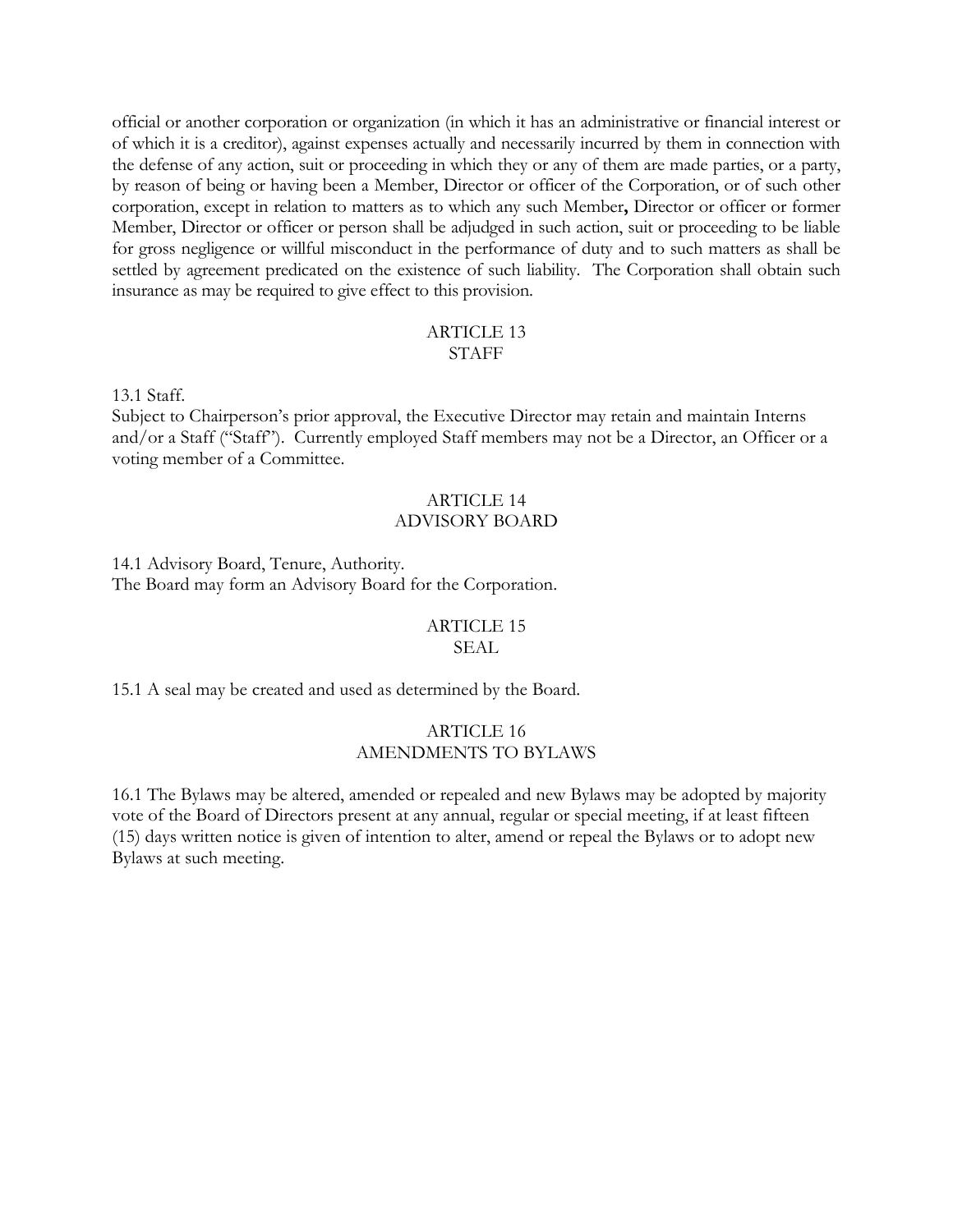official or another corporation or organization (in which it has an administrative or financial interest or of which it is a creditor), against expenses actually and necessarily incurred by them in connection with the defense of any action, suit or proceeding in which they or any of them are made parties, or a party, by reason of being or having been a Member, Director or officer of the Corporation, or of such other corporation, except in relation to matters as to which any such Member**,** Director or officer or former Member, Director or officer or person shall be adjudged in such action, suit or proceeding to be liable for gross negligence or willful misconduct in the performance of duty and to such matters as shall be settled by agreement predicated on the existence of such liability. The Corporation shall obtain such insurance as may be required to give effect to this provision.

## ARTICLE 13
## STAFF

13.1 Staff.
Subject to Chairperson's prior approval, the Executive Director may retain and maintain Interns and/or a Staff ("Staff"). Currently employed Staff members may not be a Director, an Officer or a voting member of a Committee.

## ARTICLE 14
## ADVISORY BOARD

14.1 Advisory Board, Tenure, Authority.
The Board may form an Advisory Board for the Corporation.

## ARTICLE 15
## SEAL

15.1 A seal may be created and used as determined by the Board.

## ARTICLE 16
## AMENDMENTS TO BYLAWS

16.1 The Bylaws may be altered, amended or repealed and new Bylaws may be adopted by majority vote of the Board of Directors present at any annual, regular or special meeting, if at least fifteen (15) days written notice is given of intention to alter, amend or repeal the Bylaws or to adopt new Bylaws at such meeting.